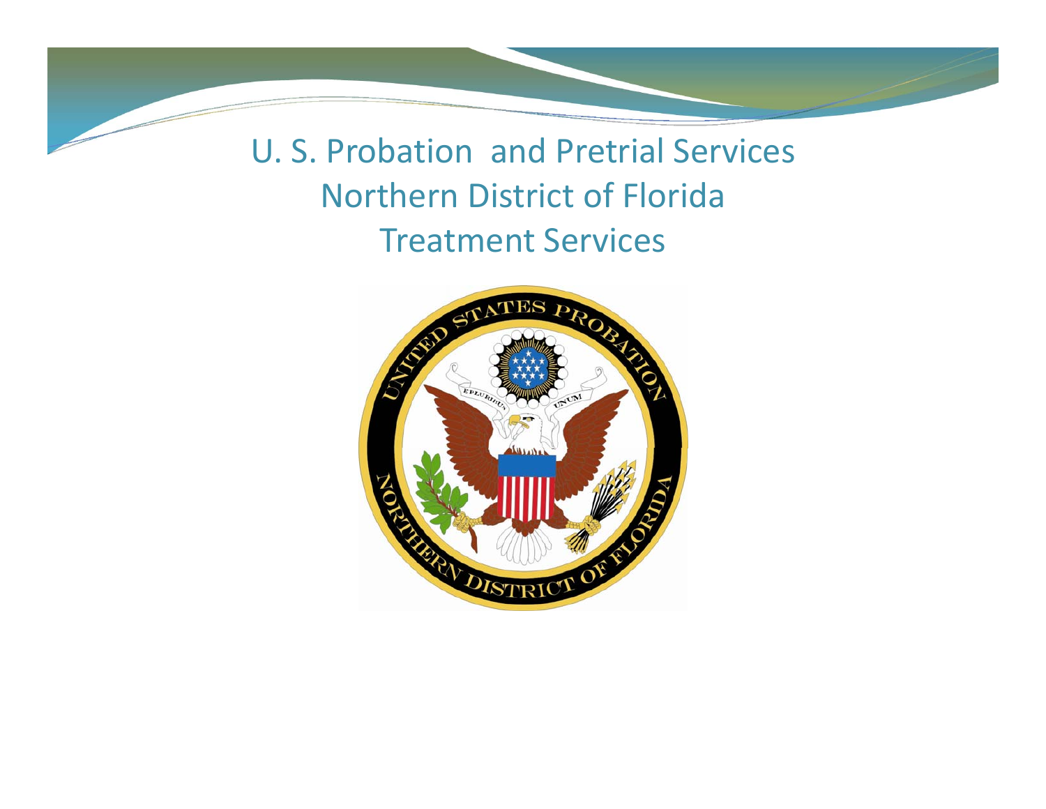# U. S. Probation and Pretrial Services
# Northern District of Florida
# Treatment Services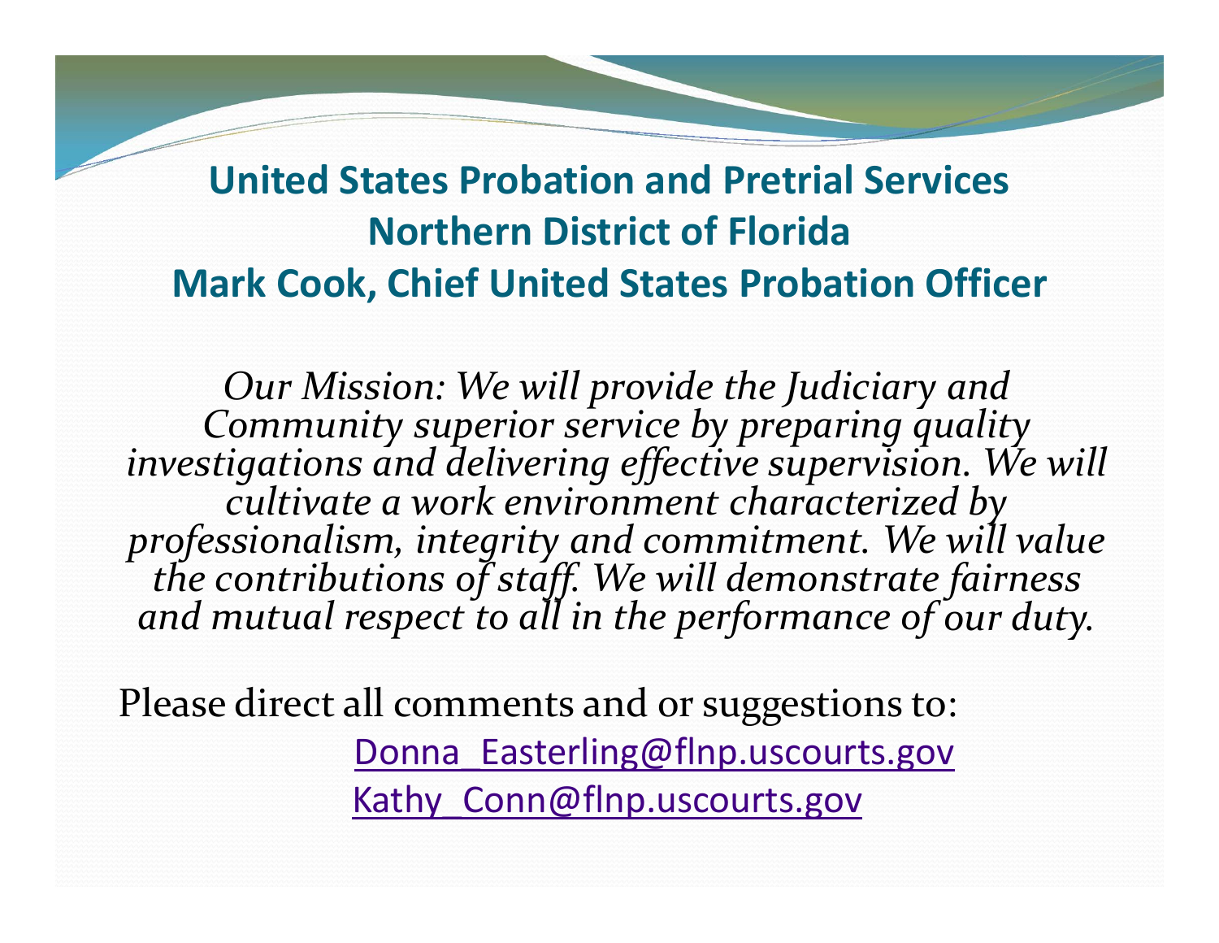## United States Probation and Pretrial Services
## Northern District of Florida
## Mark Cook, Chief United States Probation Officer

*Our Mission: We will provide the Judiciary and Community superior service by preparing quality investigations and delivering effective supervision. We will cultivate a work environment characterized by professionalism, integrity and commitment. We will value the contributions of staff. We will demonstrate fairness and mutual respect to all in the performance of our duty.*

Please direct all comments and or suggestions to:

Donna_Easterling@flnp.uscourts.gov

Kathy_Conn@flnp.uscourts.gov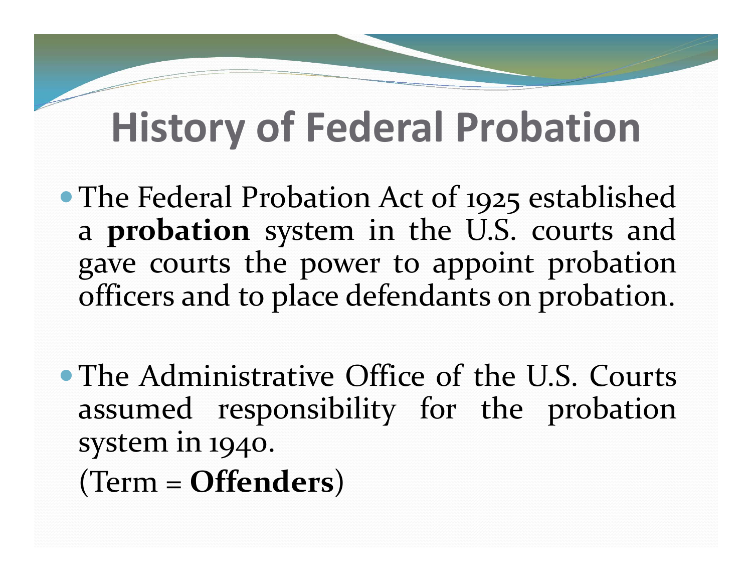# History of Federal Probation

- The Federal Probation Act of 1925 established a **probation** system in the U.S. courts and gave courts the power to appoint probation officers and to place defendants on probation.

- The Administrative Office of the U.S. Courts assumed responsibility for the probation system in 1940.

  (Term = **Offenders**)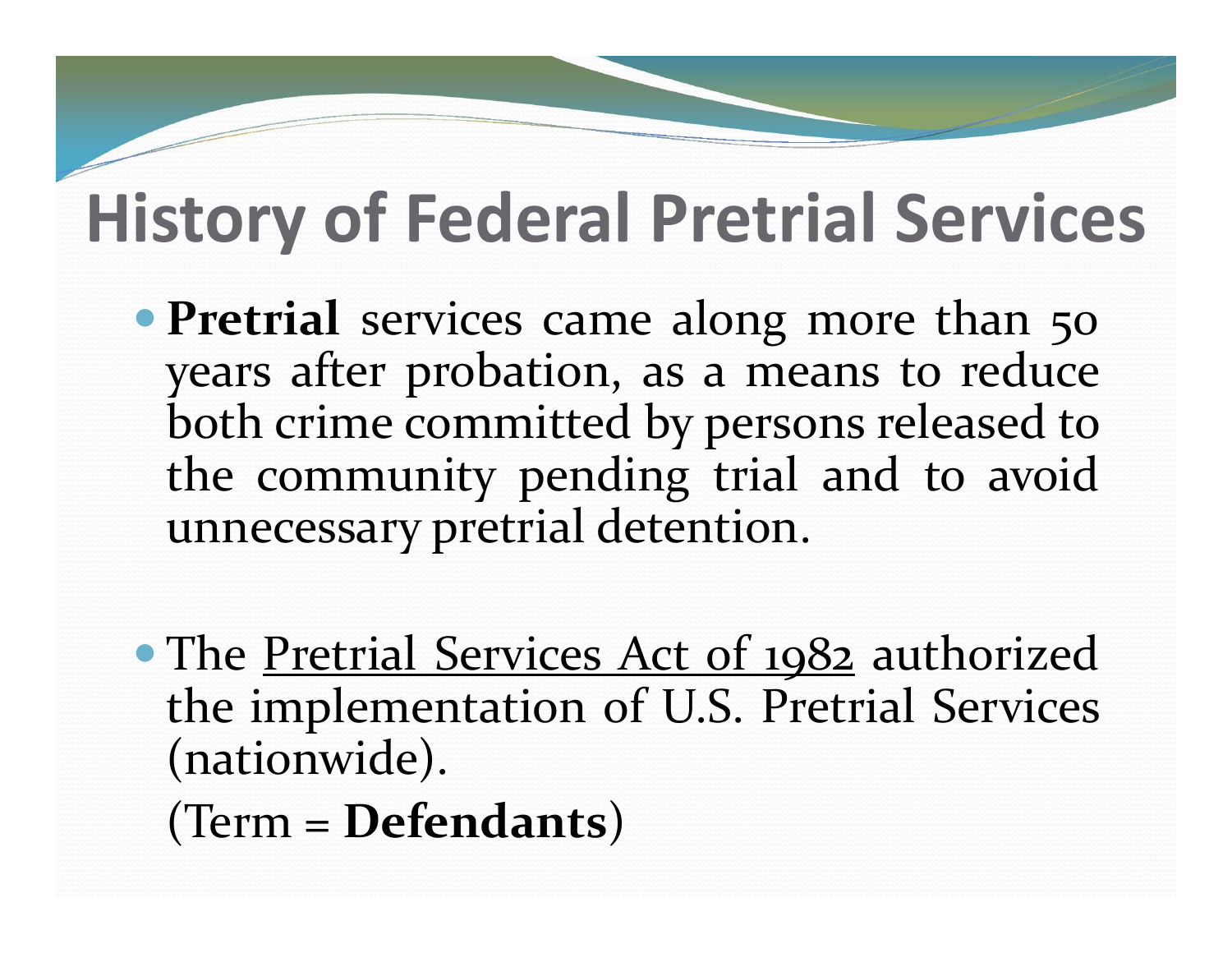# History of Federal Pretrial Services

- **Pretrial** services came along more than 50 years after probation, as a means to reduce both crime committed by persons released to the community pending trial and to avoid unnecessary pretrial detention.

- The Pretrial Services Act of 1982 authorized the implementation of U.S. Pretrial Services (nationwide).

  (Term = **Defendants**)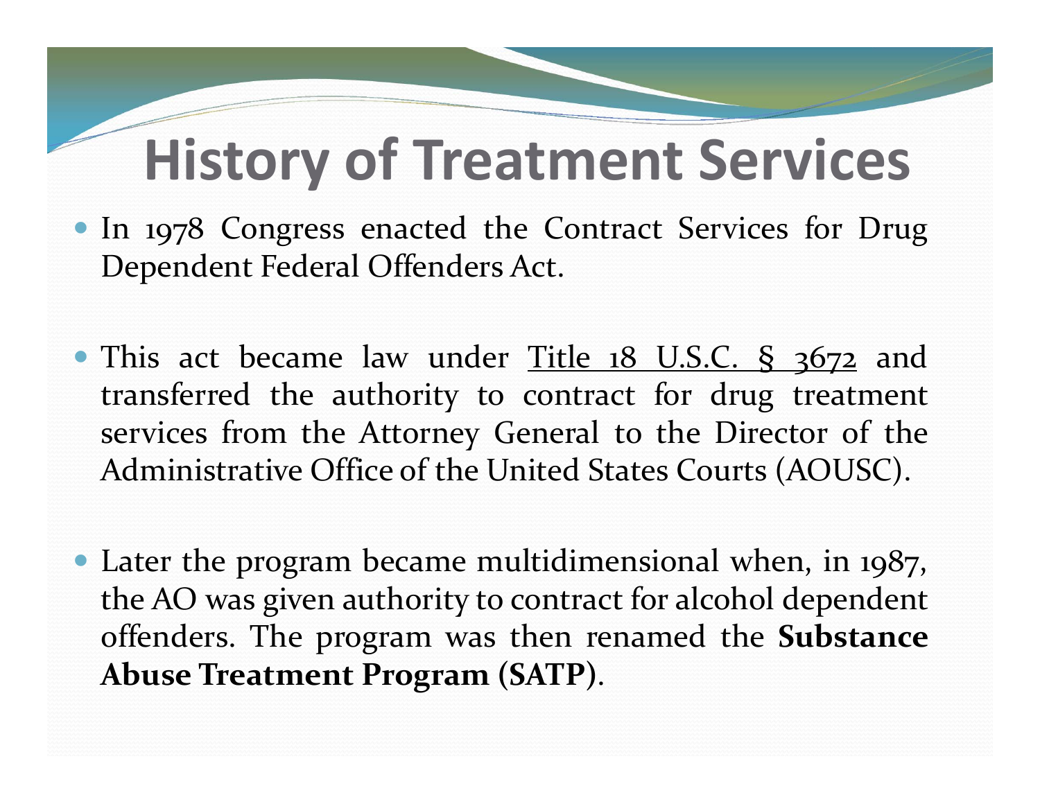# History of Treatment Services

- In 1978 Congress enacted the Contract Services for Drug Dependent Federal Offenders Act.

- This act became law under <u>Title 18 U.S.C. § 3672</u> and transferred the authority to contract for drug treatment services from the Attorney General to the Director of the Administrative Office of the United States Courts (AOUSC).

- Later the program became multidimensional when, in 1987, the AO was given authority to contract for alcohol dependent offenders. The program was then renamed the **Substance Abuse Treatment Program (SATP)**.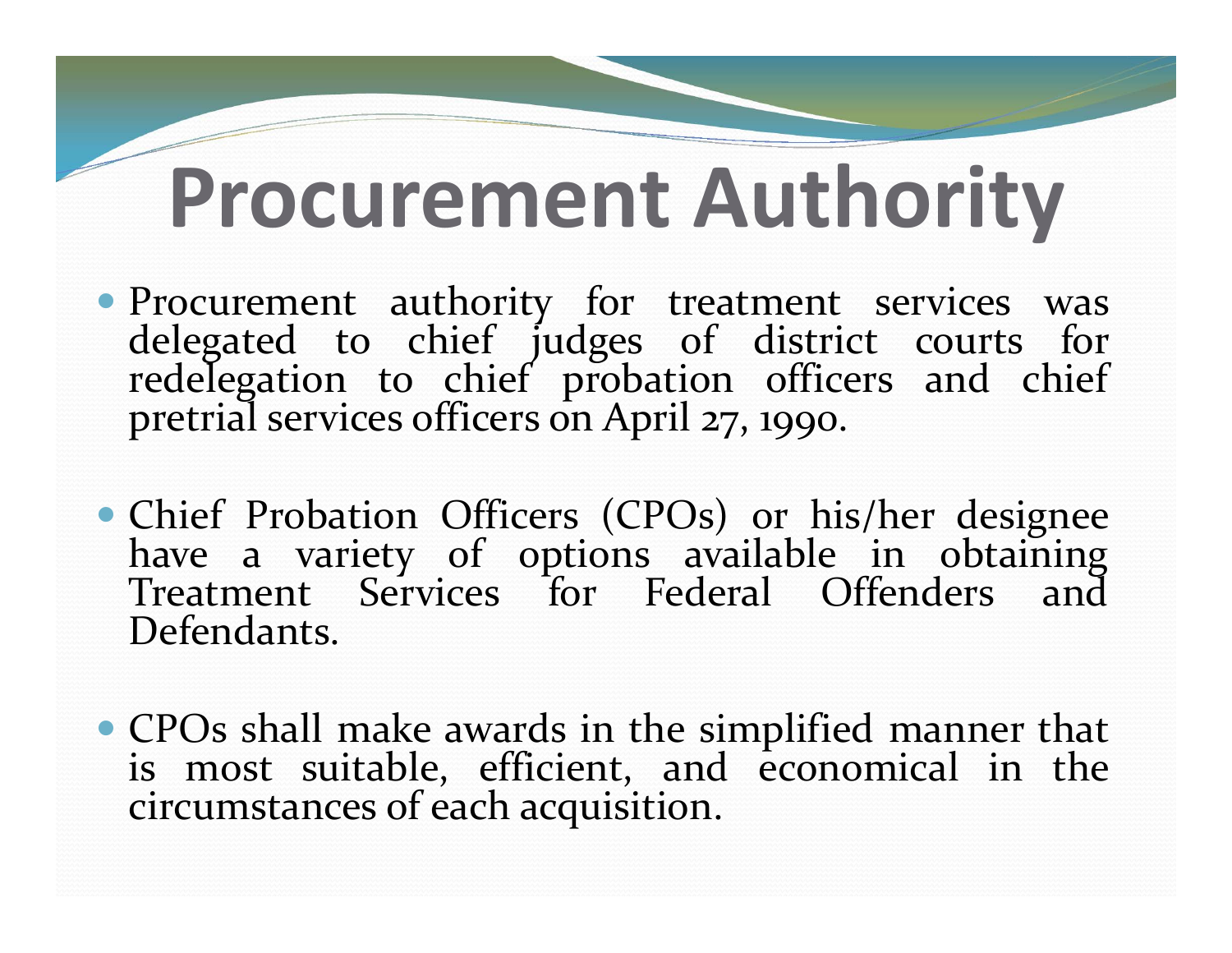# Procurement Authority

- Procurement authority for treatment services was delegated to chief judges of district courts for redelegation to chief probation officers and chief pretrial services officers on April 27, 1990.

- Chief Probation Officers (CPOs) or his/her designee have a variety of options available in obtaining Treatment Services for Federal Offenders and Defendants.

- CPOs shall make awards in the simplified manner that is most suitable, efficient, and economical in the circumstances of each acquisition.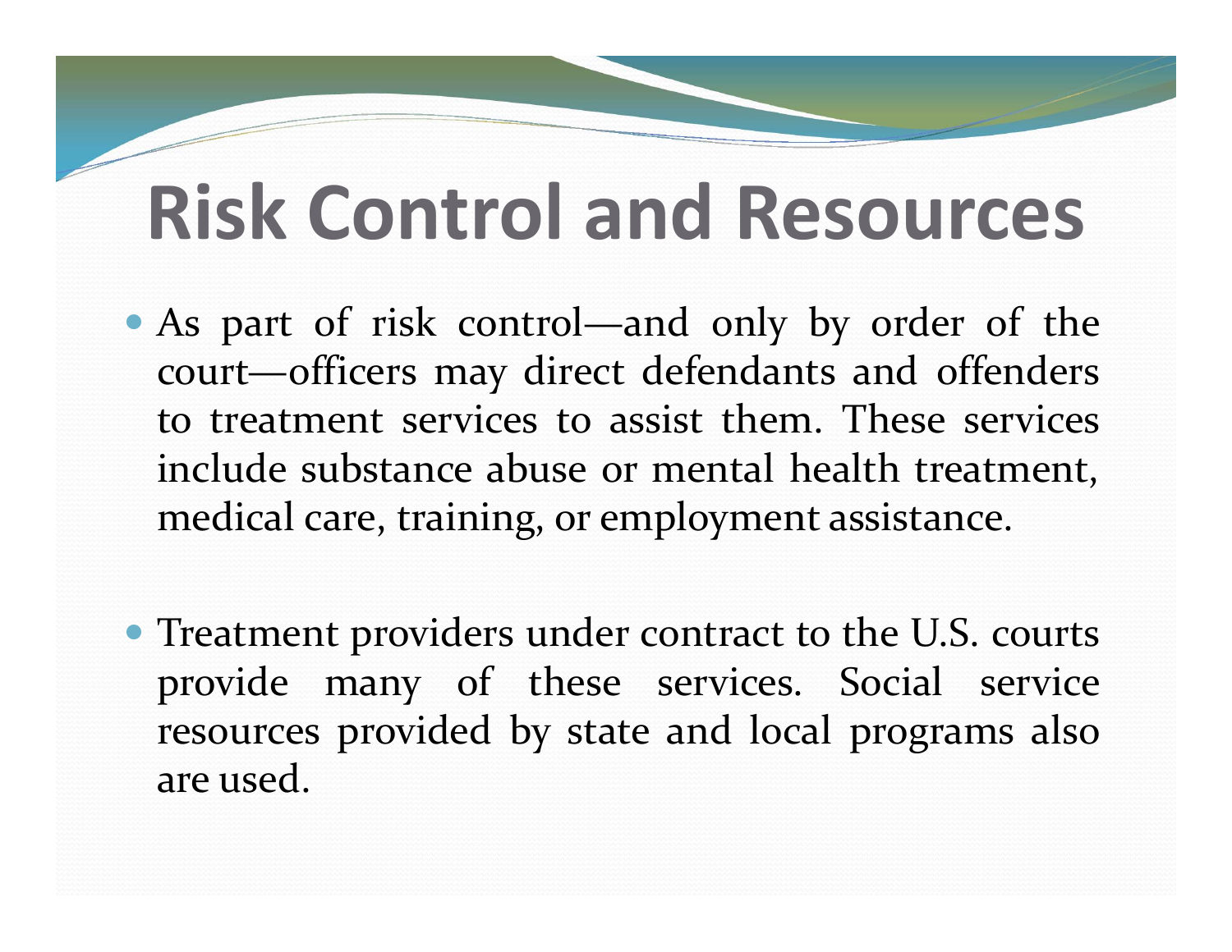# Risk Control and Resources

- As part of risk control—and only by order of the court—officers may direct defendants and offenders to treatment services to assist them. These services include substance abuse or mental health treatment, medical care, training, or employment assistance.

- Treatment providers under contract to the U.S. courts provide many of these services. Social service resources provided by state and local programs also are used.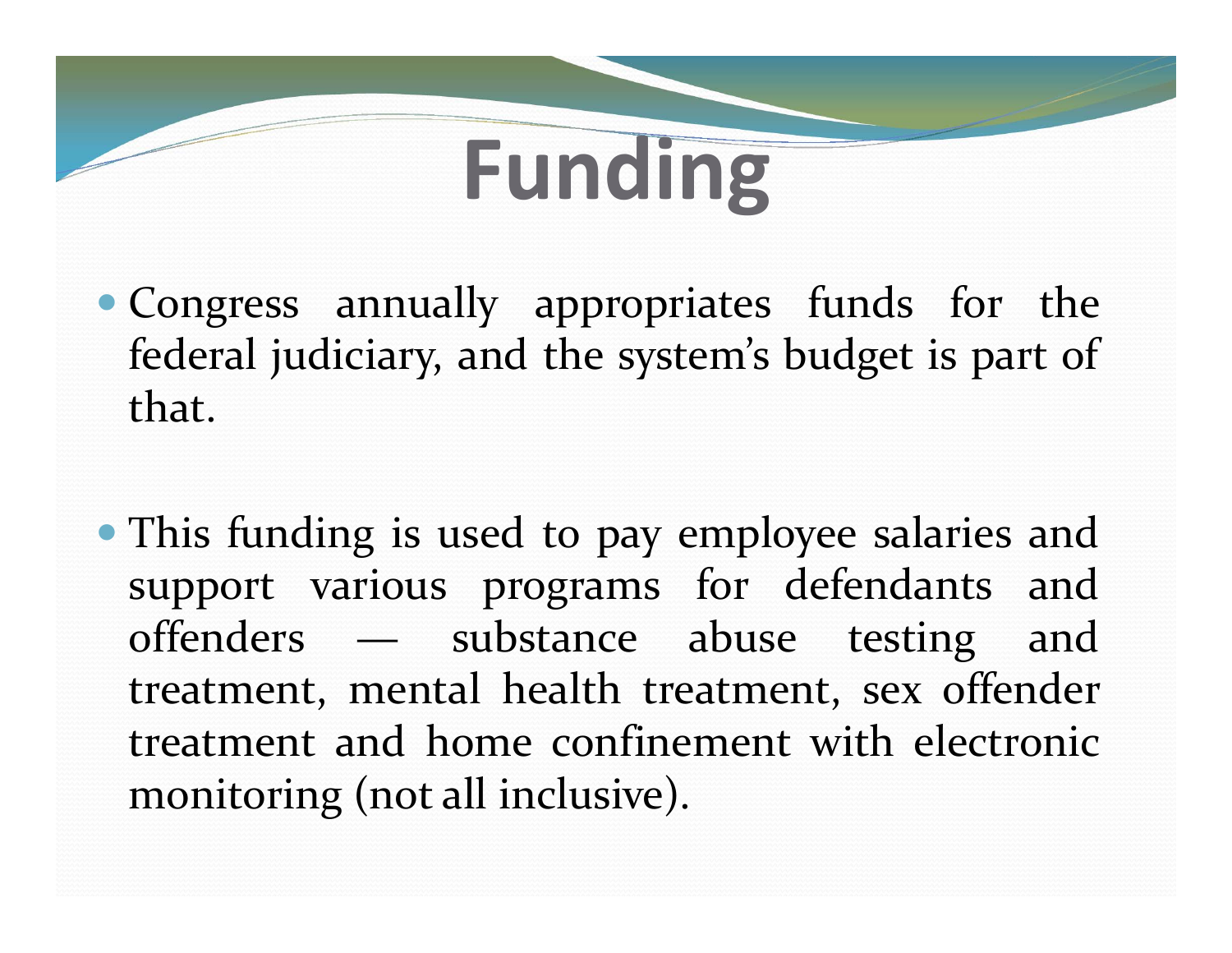# Funding

- Congress annually appropriates funds for the federal judiciary, and the system's budget is part of that.

- This funding is used to pay employee salaries and support various programs for defendants and offenders — substance abuse testing and treatment, mental health treatment, sex offender treatment and home confinement with electronic monitoring (not all inclusive).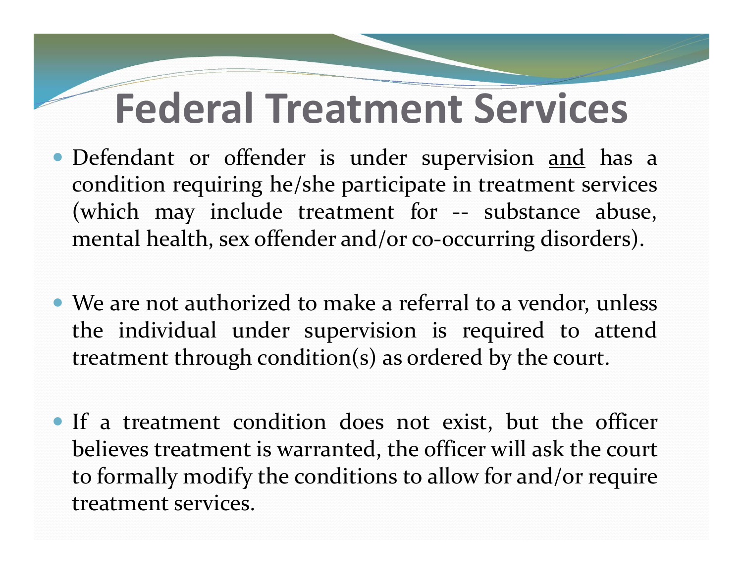# Federal Treatment Services

- Defendant or offender is under supervision <u>and</u> has a condition requiring he/she participate in treatment services (which may include treatment for -- substance abuse, mental health, sex offender and/or co-occurring disorders).

- We are not authorized to make a referral to a vendor, unless the individual under supervision is required to attend treatment through condition(s) as ordered by the court.

- If a treatment condition does not exist, but the officer believes treatment is warranted, the officer will ask the court to formally modify the conditions to allow for and/or require treatment services.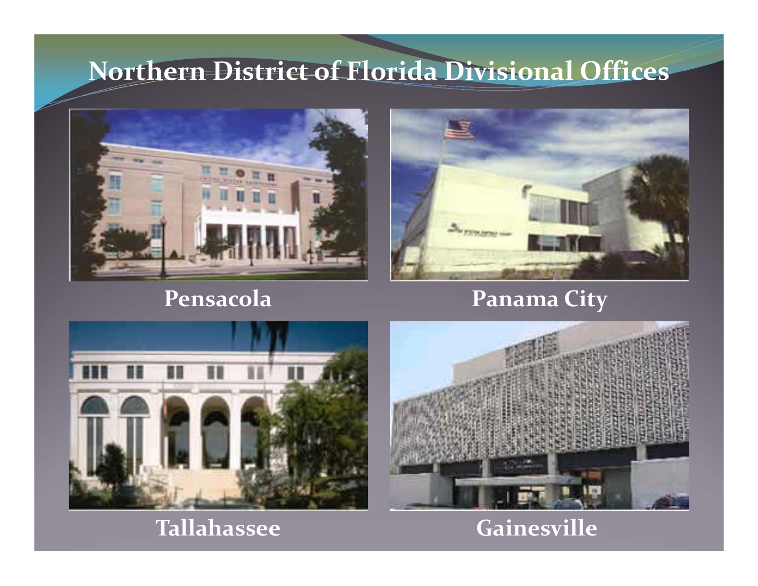# Northern District of Florida Divisional Offices

Pensacola

Panama City

Tallahassee

Gainesville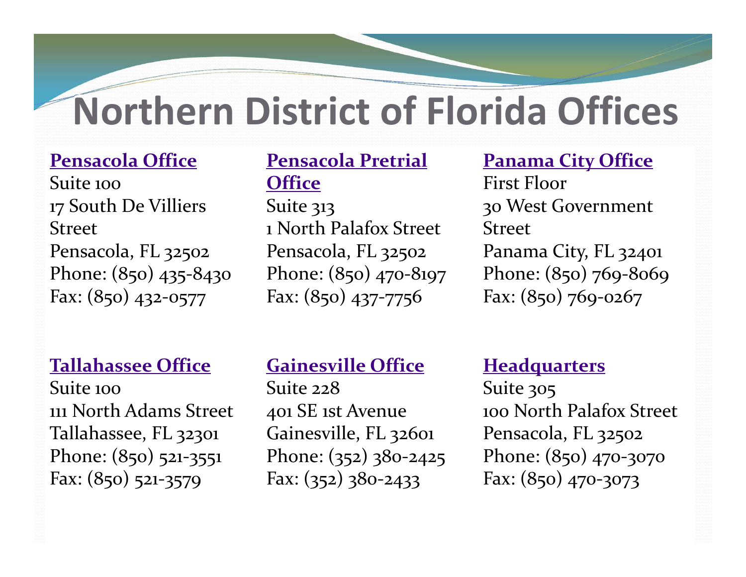# Northern District of Florida Offices

**Pensacola Office**
Suite 100
17 South De Villiers Street
Pensacola, FL 32502
Phone: (850) 435-8430
Fax: (850) 432-0577

**Pensacola Pretrial Office**
Suite 313
1 North Palafox Street
Pensacola, FL 32502
Phone: (850) 470-8197
Fax: (850) 437-7756

**Panama City Office**
First Floor
30 West Government Street
Panama City, FL 32401
Phone: (850) 769-8069
Fax: (850) 769-0267

**Tallahassee Office**
Suite 100
111 North Adams Street
Tallahassee, FL 32301
Phone: (850) 521-3551
Fax: (850) 521-3579

**Gainesville Office**
Suite 228
401 SE 1st Avenue
Gainesville, FL 32601
Phone: (352) 380-2425
Fax: (352) 380-2433

**Headquarters**
Suite 305
100 North Palafox Street
Pensacola, FL 32502
Phone: (850) 470-3070
Fax: (850) 470-3073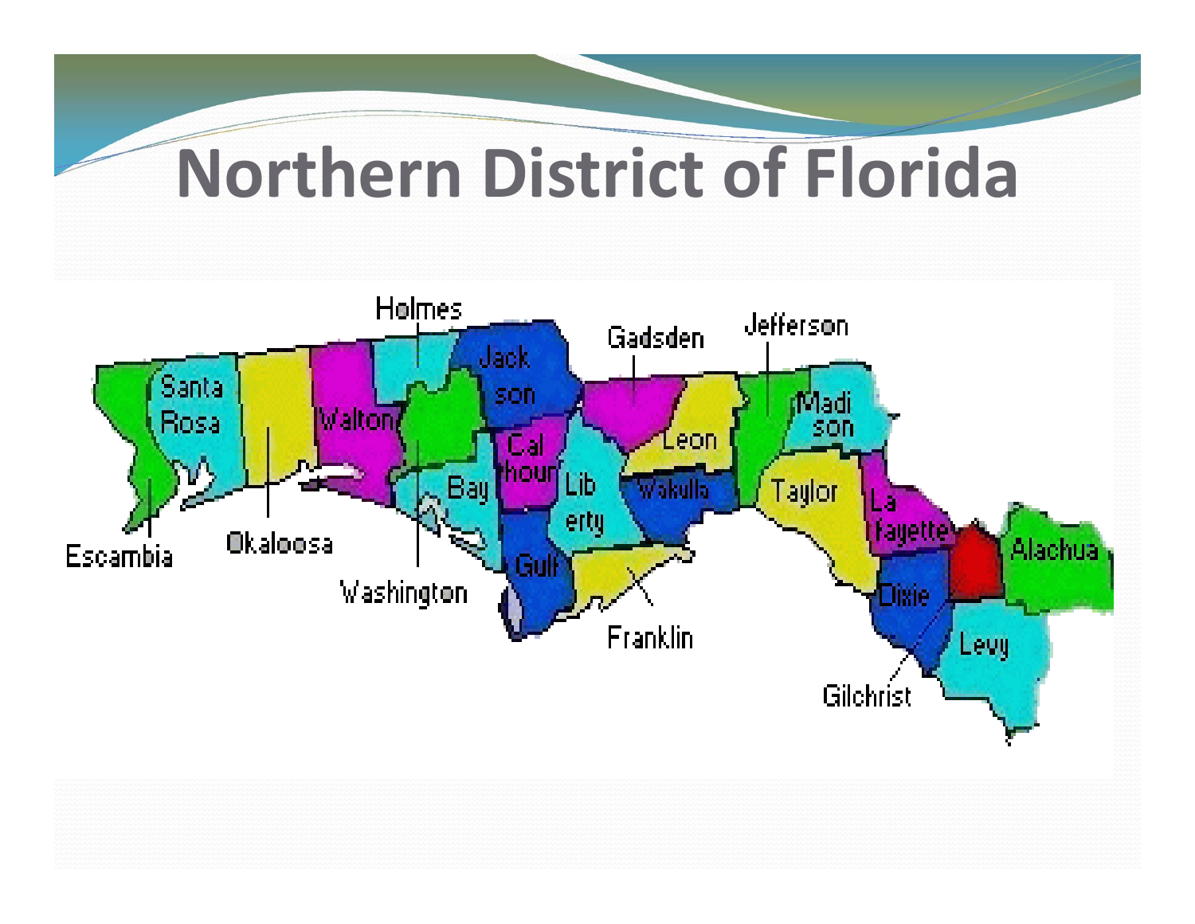# Northern District of Florida

Holmes
Gadsden
Jefferson
Jack son
Santa Rosa
Walton
Madi son
Cal houn
Leon
Bay
Lib erty
Wakulla
Taylor
La fayette
Alachua
Escambia
Okaloosa
Gulf
Washington
Dixie
Franklin
Levy
Gilchrist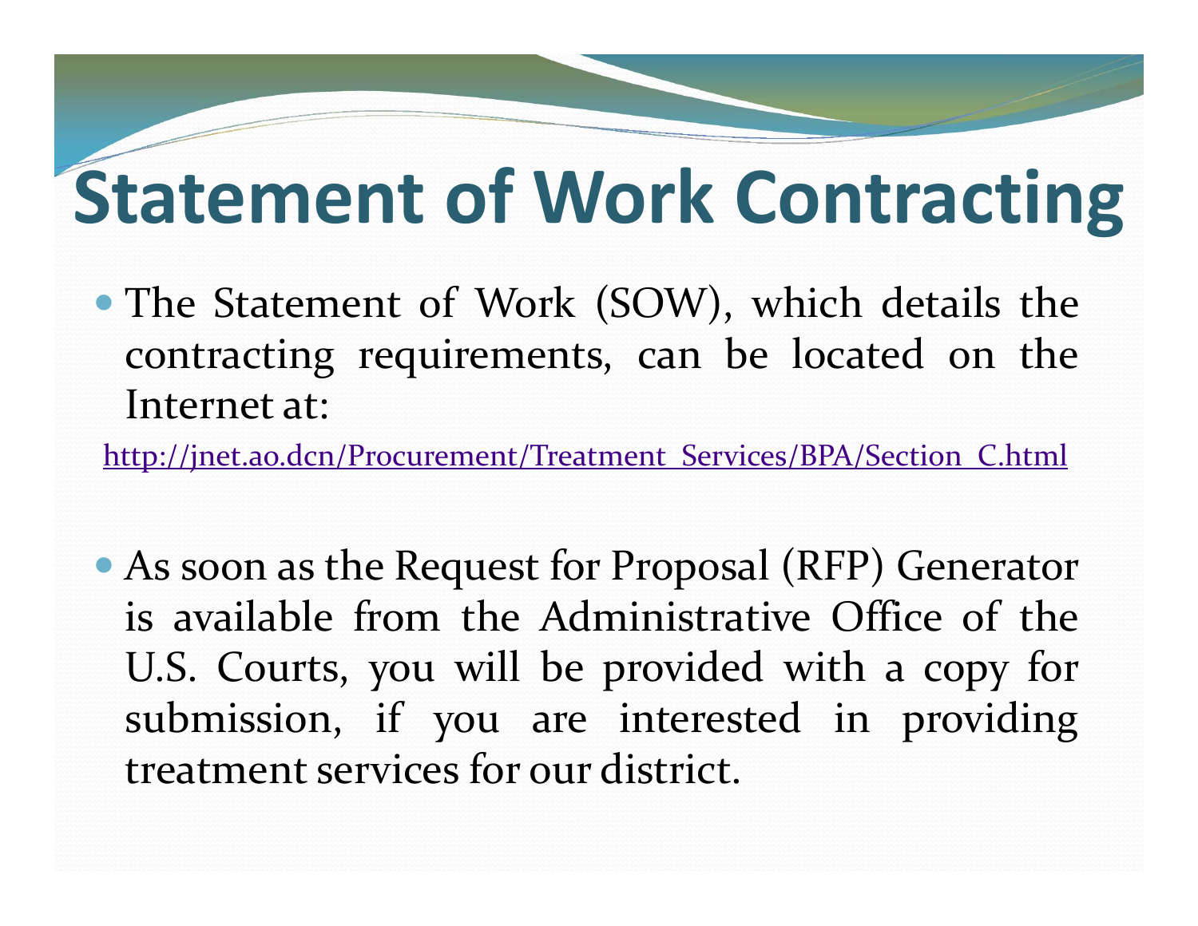# Statement of Work Contracting

- The Statement of Work (SOW), which details the contracting requirements, can be located on the Internet at:

http://jnet.ao.dcn/Procurement/Treatment_Services/BPA/Section_C.html

- As soon as the Request for Proposal (RFP) Generator is available from the Administrative Office of the U.S. Courts, you will be provided with a copy for submission, if you are interested in providing treatment services for our district.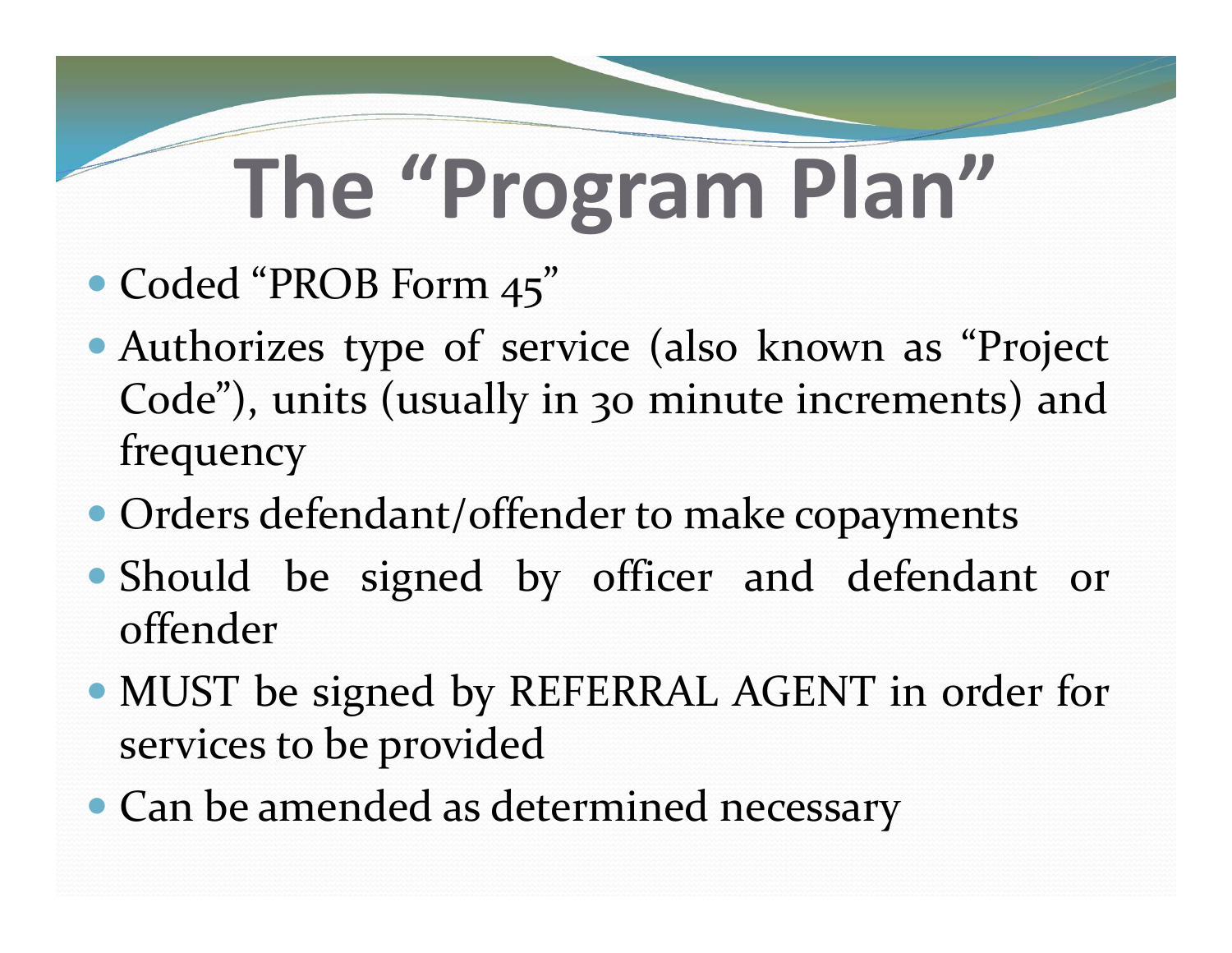# The "Program Plan"

- Coded "PROB Form 45"
- Authorizes type of service (also known as "Project Code"), units (usually in 30 minute increments) and frequency
- Orders defendant/offender to make copayments
- Should be signed by officer and defendant or offender
- MUST be signed by REFERRAL AGENT in order for services to be provided
- Can be amended as determined necessary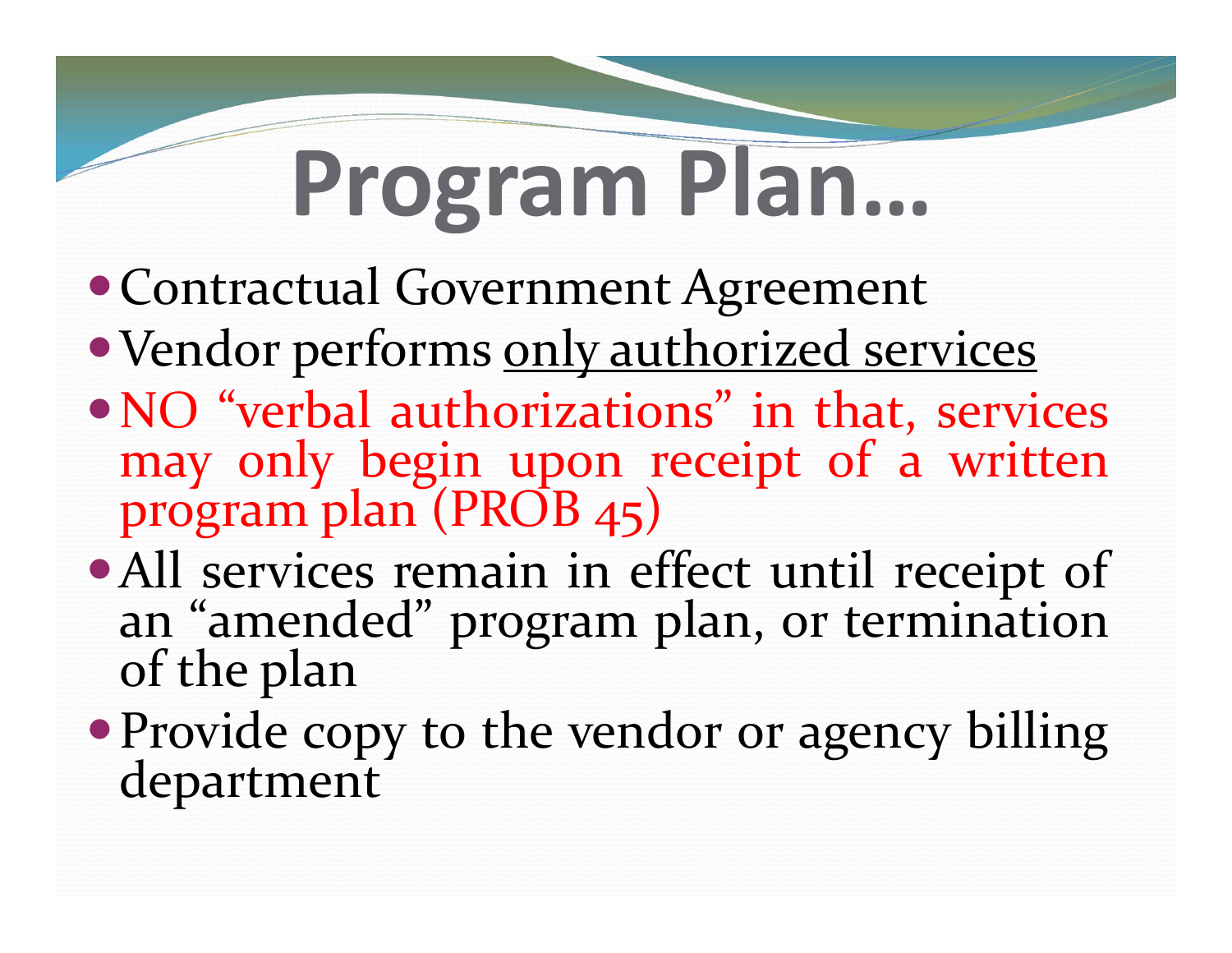# Program Plan…

- Contractual Government Agreement
- Vendor performs <u>only authorized services</u>
- NO "verbal authorizations" in that, services may only begin upon receipt of a written program plan (PROB 45)
- All services remain in effect until receipt of an "amended" program plan, or termination of the plan
- Provide copy to the vendor or agency billing department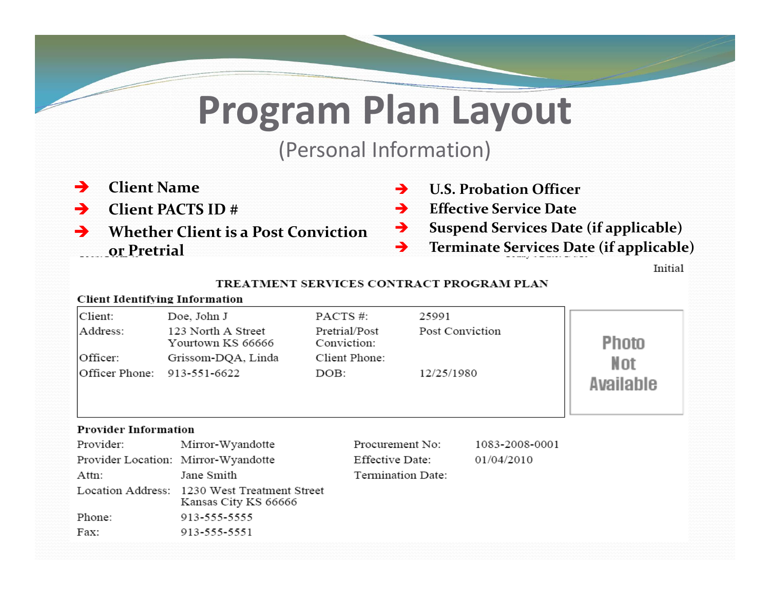# Program Plan Layout

(Personal Information)

- Client Name
- Client PACTS ID #
- Whether Client is a Post Conviction or Pretrial
- U.S. Probation Officer
- Effective Service Date
- Suspend Services Date (if applicable)
- Terminate Services Date (if applicable)

Initial

## TREATMENT SERVICES CONTRACT PROGRAM PLAN

### Client Identifying Information

| | | | |
|---|---|---|---|
| Client: | Doe, John J | PACTS #: | 25991 |
| Address: | 123 North A Street Yourtown KS 66666 | Pretrial/Post Conviction: | Post Conviction |
| Officer: | Grissom-DQA, Linda | Client Phone: | |
| Officer Phone: | 913-551-6622 | DOB: | 12/25/1980 |

Photo Not Available

### Provider Information

| | | | |
|---|---|---|---|
| Provider: | Mirror-Wyandotte | Procurement No: | 1083-2008-0001 |
| Provider Location: | Mirror-Wyandotte | Effective Date: | 01/04/2010 |
| Attn: | Jane Smith | Termination Date: | |
| Location Address: | 1230 West Treatment Street Kansas City KS 66666 | | |
| Phone: | 913-555-5555 | | |
| Fax: | 913-555-5551 | | |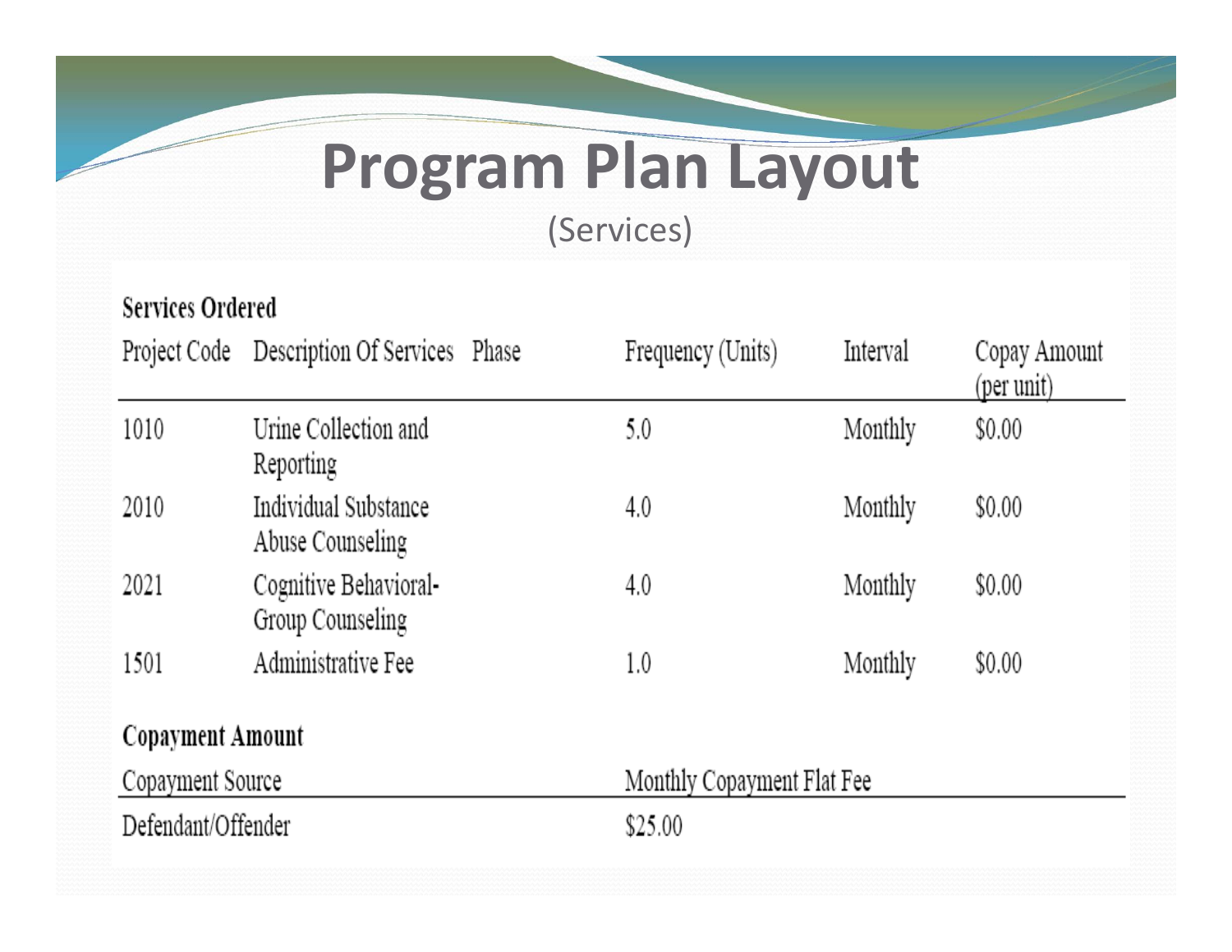# Program Plan Layout

(Services)

**Services Ordered**

| Project Code | Description Of Services | Phase | Frequency (Units) | Interval | Copay Amount (per unit) |
|---|---|---|---|---|---|
| 1010 | Urine Collection and Reporting | | 5.0 | Monthly | $0.00 |
| 2010 | Individual Substance Abuse Counseling | | 4.0 | Monthly | $0.00 |
| 2021 | Cognitive Behavioral-Group Counseling | | 4.0 | Monthly | $0.00 |
| 1501 | Administrative Fee | | 1.0 | Monthly | $0.00 |

**Copayment Amount**

| Copayment Source | Monthly Copayment Flat Fee |
|---|---|
| Defendant/Offender | $25.00 |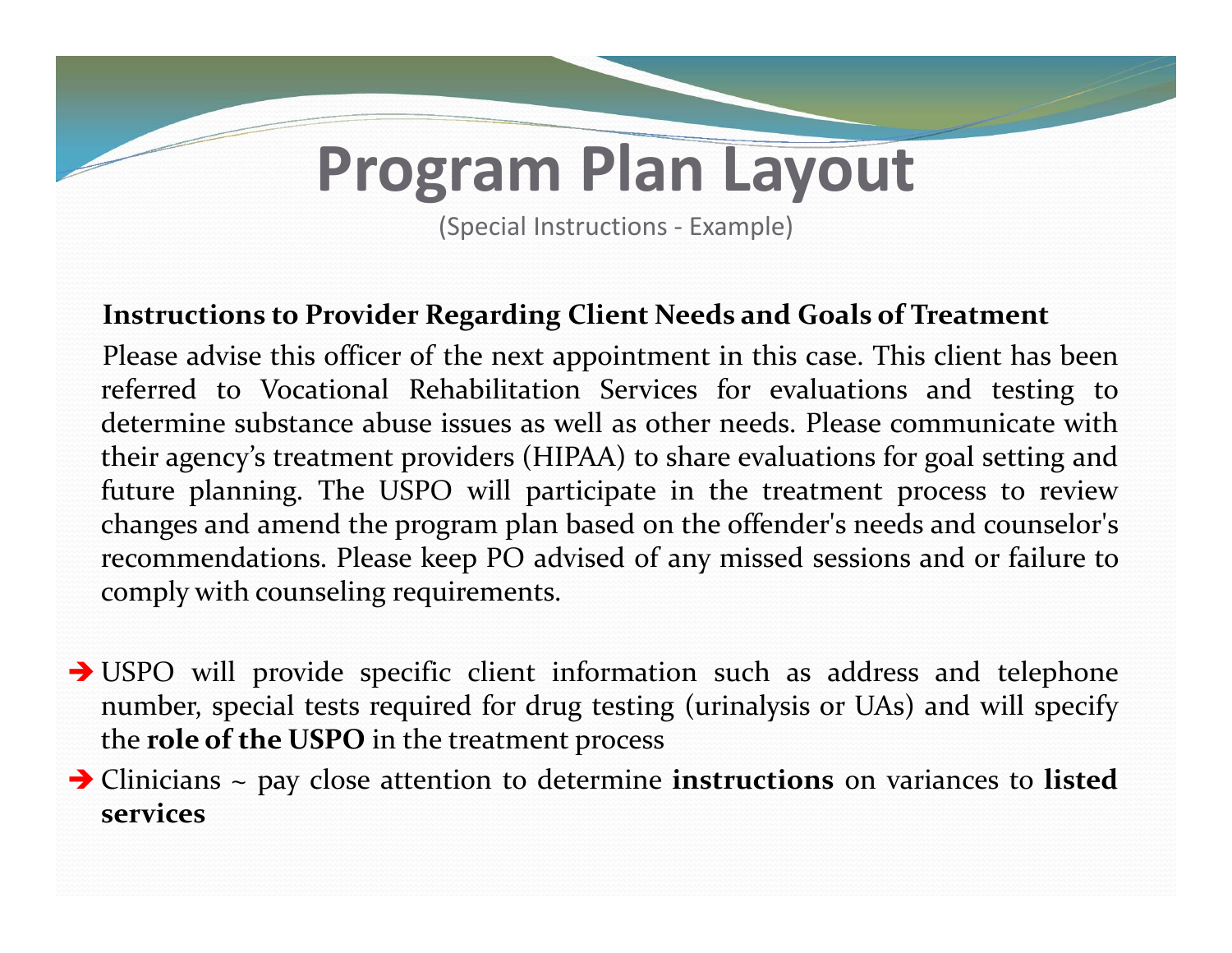# Program Plan Layout

(Special Instructions - Example)

**Instructions to Provider Regarding Client Needs and Goals of Treatment**

Please advise this officer of the next appointment in this case. This client has been referred to Vocational Rehabilitation Services for evaluations and testing to determine substance abuse issues as well as other needs. Please communicate with their agency's treatment providers (HIPAA) to share evaluations for goal setting and future planning. The USPO will participate in the treatment process to review changes and amend the program plan based on the offender's needs and counselor's recommendations. Please keep PO advised of any missed sessions and or failure to comply with counseling requirements.

- ➔ USPO will provide specific client information such as address and telephone number, special tests required for drug testing (urinalysis or UAs) and will specify the **role of the USPO** in the treatment process
- ➔ Clinicians ~ pay close attention to determine **instructions** on variances to **listed services**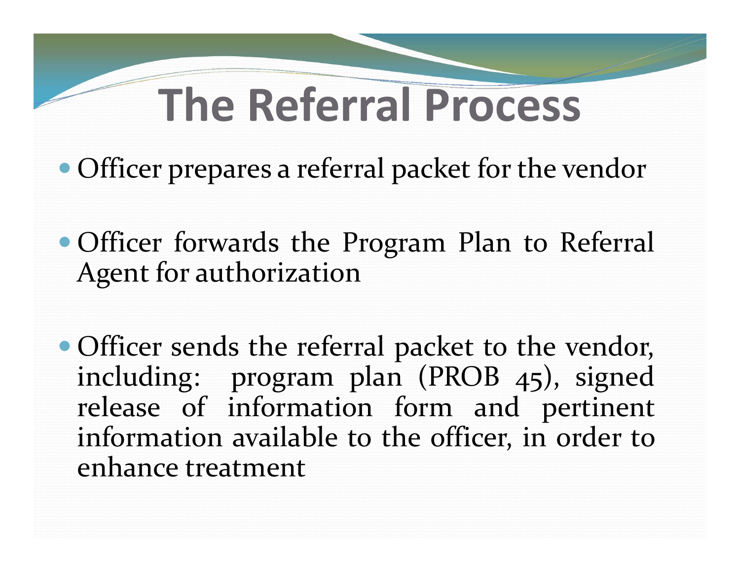# The Referral Process

- Officer prepares a referral packet for the vendor
- Officer forwards the Program Plan to Referral Agent for authorization
- Officer sends the referral packet to the vendor, including: program plan (PROB 45), signed release of information form and pertinent information available to the officer, in order to enhance treatment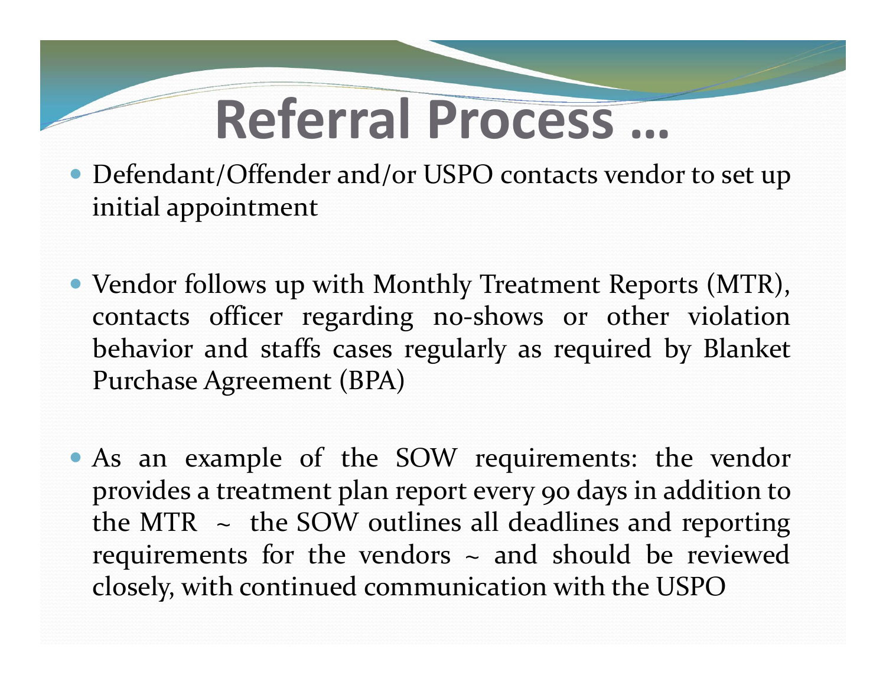# Referral Process …

- Defendant/Offender and/or USPO contacts vendor to set up initial appointment
- Vendor follows up with Monthly Treatment Reports (MTR), contacts officer regarding no-shows or other violation behavior and staffs cases regularly as required by Blanket Purchase Agreement (BPA)
- As an example of the SOW requirements: the vendor provides a treatment plan report every 90 days in addition to the MTR ~ the SOW outlines all deadlines and reporting requirements for the vendors ~ and should be reviewed closely, with continued communication with the USPO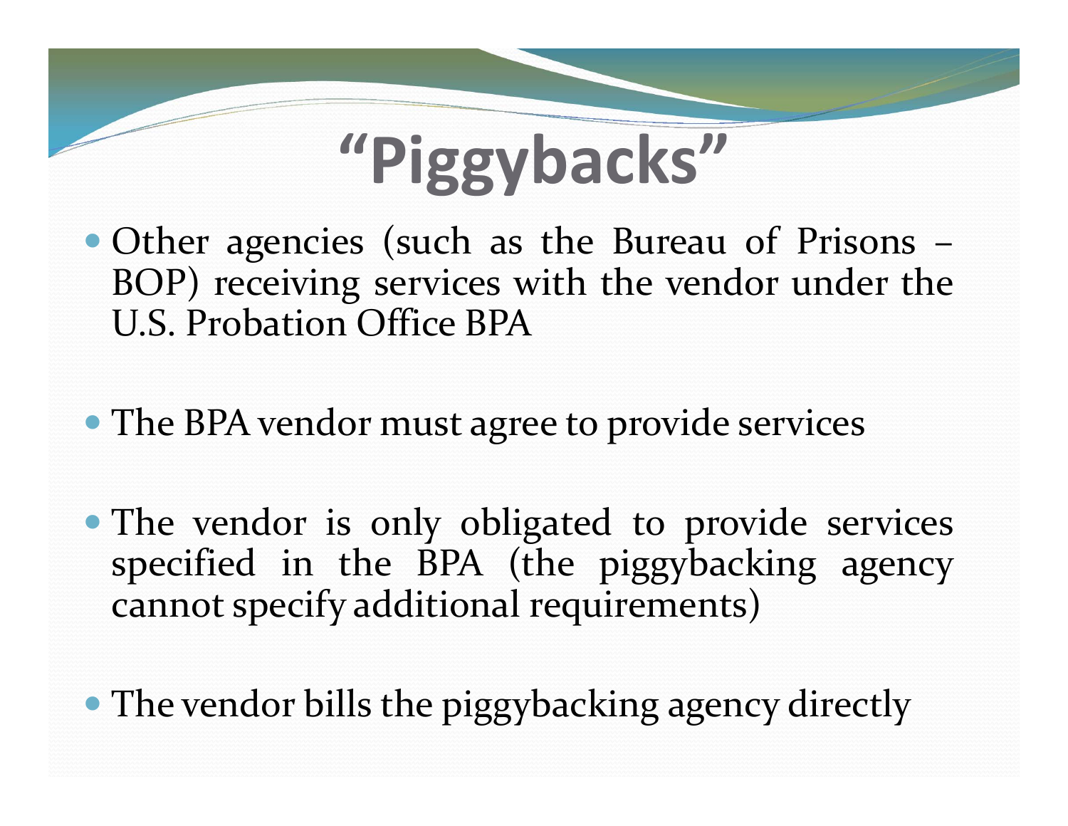# "Piggybacks"

- Other agencies (such as the Bureau of Prisons – BOP) receiving services with the vendor under the U.S. Probation Office BPA

- The BPA vendor must agree to provide services

- The vendor is only obligated to provide services specified in the BPA (the piggybacking agency cannot specify additional requirements)

- The vendor bills the piggybacking agency directly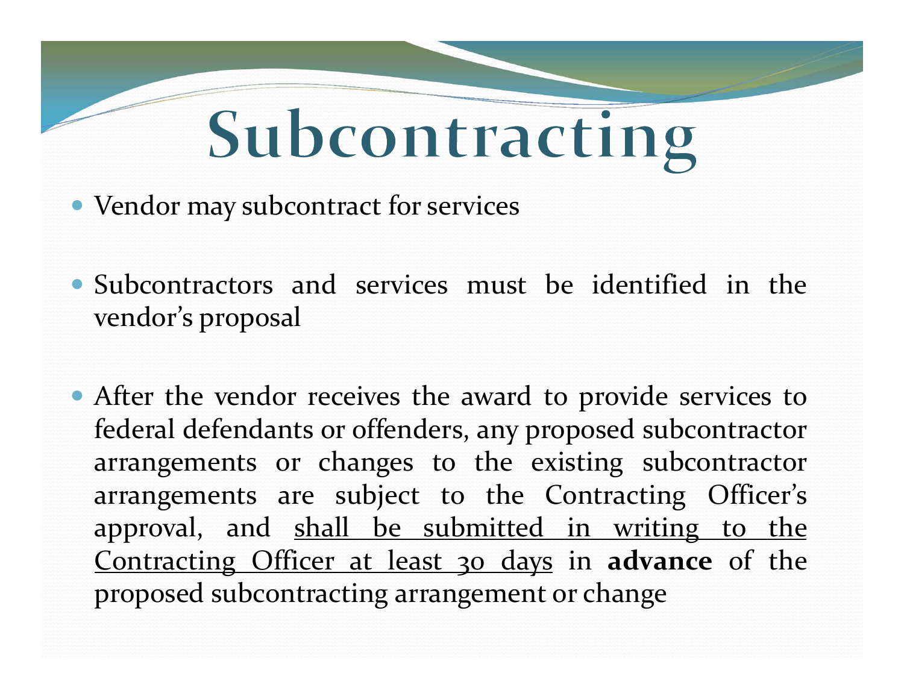# Subcontracting

- Vendor may subcontract for services
- Subcontractors and services must be identified in the vendor's proposal
- After the vendor receives the award to provide services to federal defendants or offenders, any proposed subcontractor arrangements or changes to the existing subcontractor arrangements are subject to the Contracting Officer's approval, and <u>shall be submitted in writing to the Contracting Officer at least 30 days</u> in **advance** of the proposed subcontracting arrangement or change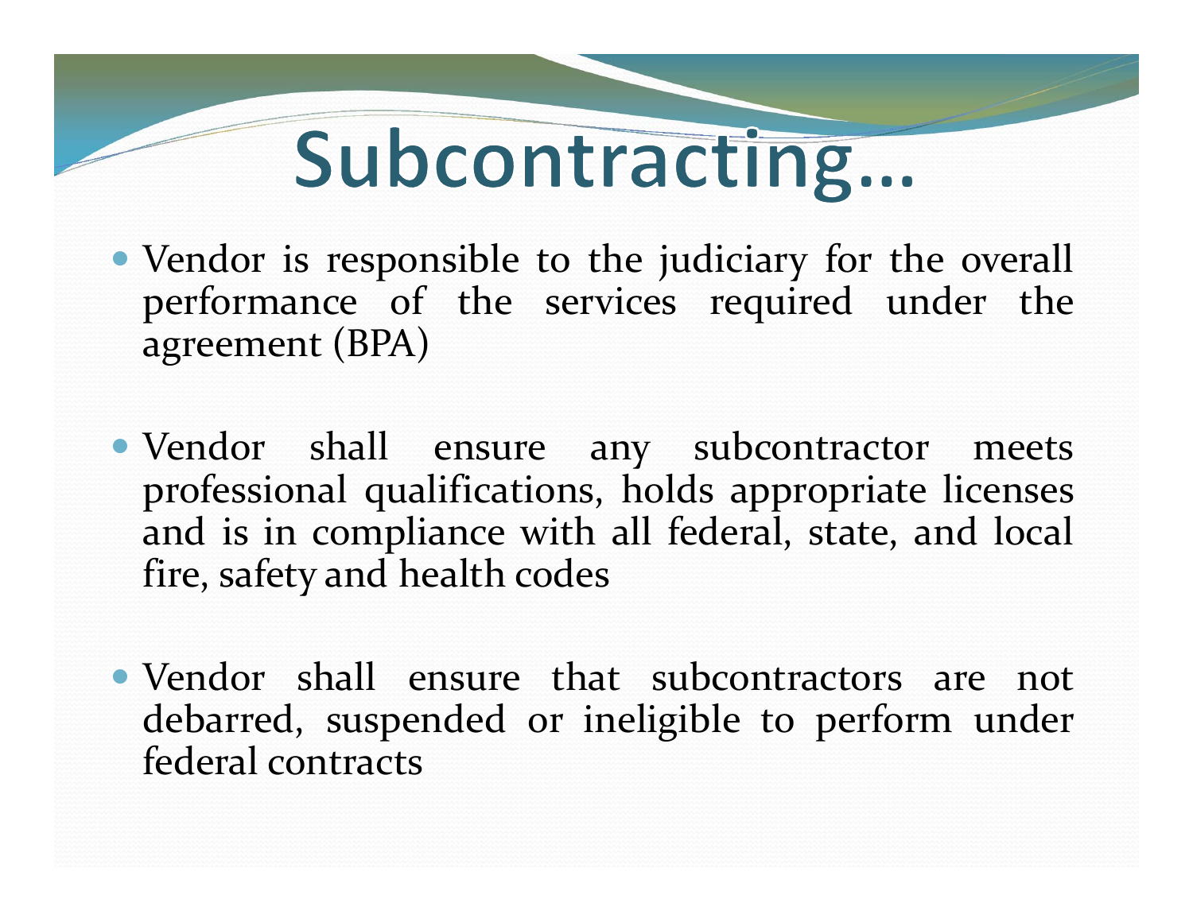# Subcontracting…

- Vendor is responsible to the judiciary for the overall performance of the services required under the agreement (BPA)

- Vendor shall ensure any subcontractor meets professional qualifications, holds appropriate licenses and is in compliance with all federal, state, and local fire, safety and health codes

- Vendor shall ensure that subcontractors are not debarred, suspended or ineligible to perform under federal contracts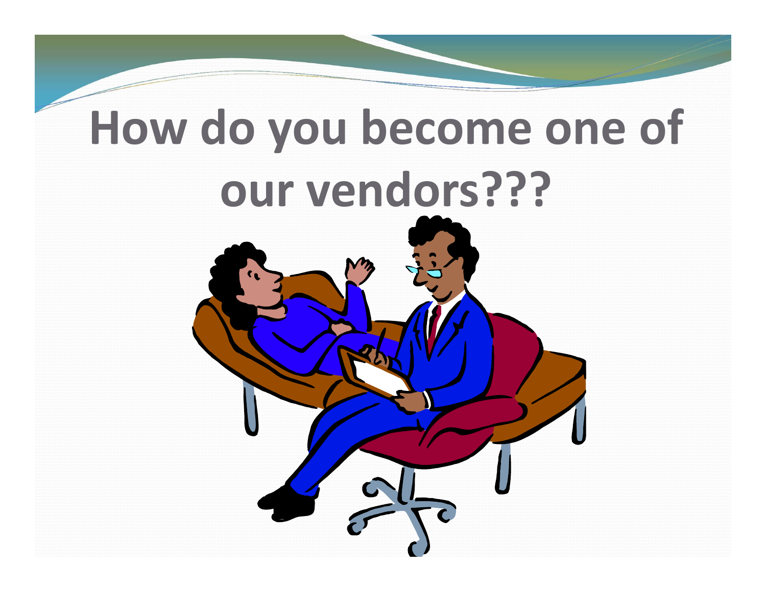# How do you become one of our vendors???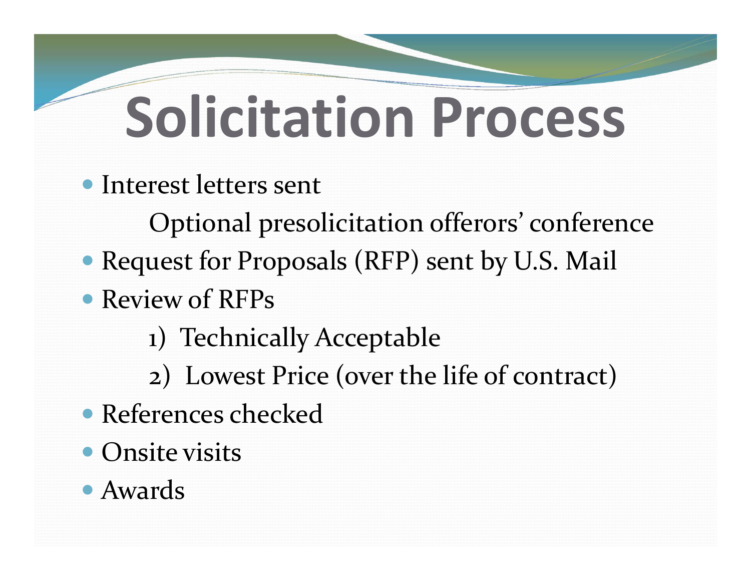# Solicitation Process

- Interest letters sent
  - Optional presolicitation offerors' conference
- Request for Proposals (RFP) sent by U.S. Mail
- Review of RFPs
  1) Technically Acceptable
  2) Lowest Price (over the life of contract)
- References checked
- Onsite visits
- Awards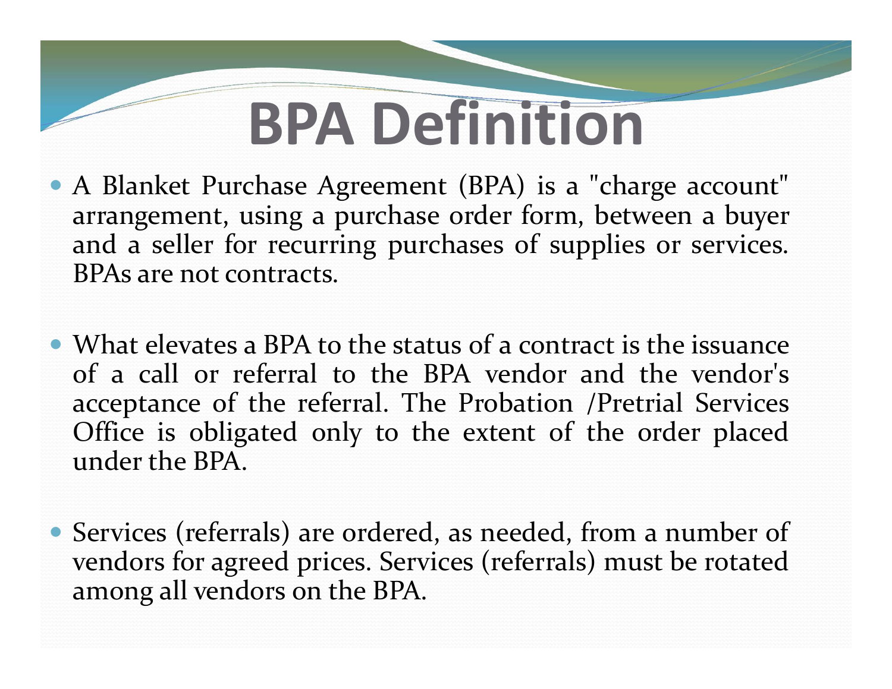# BPA Definition

- A Blanket Purchase Agreement (BPA) is a "charge account" arrangement, using a purchase order form, between a buyer and a seller for recurring purchases of supplies or services. BPAs are not contracts.

- What elevates a BPA to the status of a contract is the issuance of a call or referral to the BPA vendor and the vendor's acceptance of the referral. The Probation /Pretrial Services Office is obligated only to the extent of the order placed under the BPA.

- Services (referrals) are ordered, as needed, from a number of vendors for agreed prices. Services (referrals) must be rotated among all vendors on the BPA.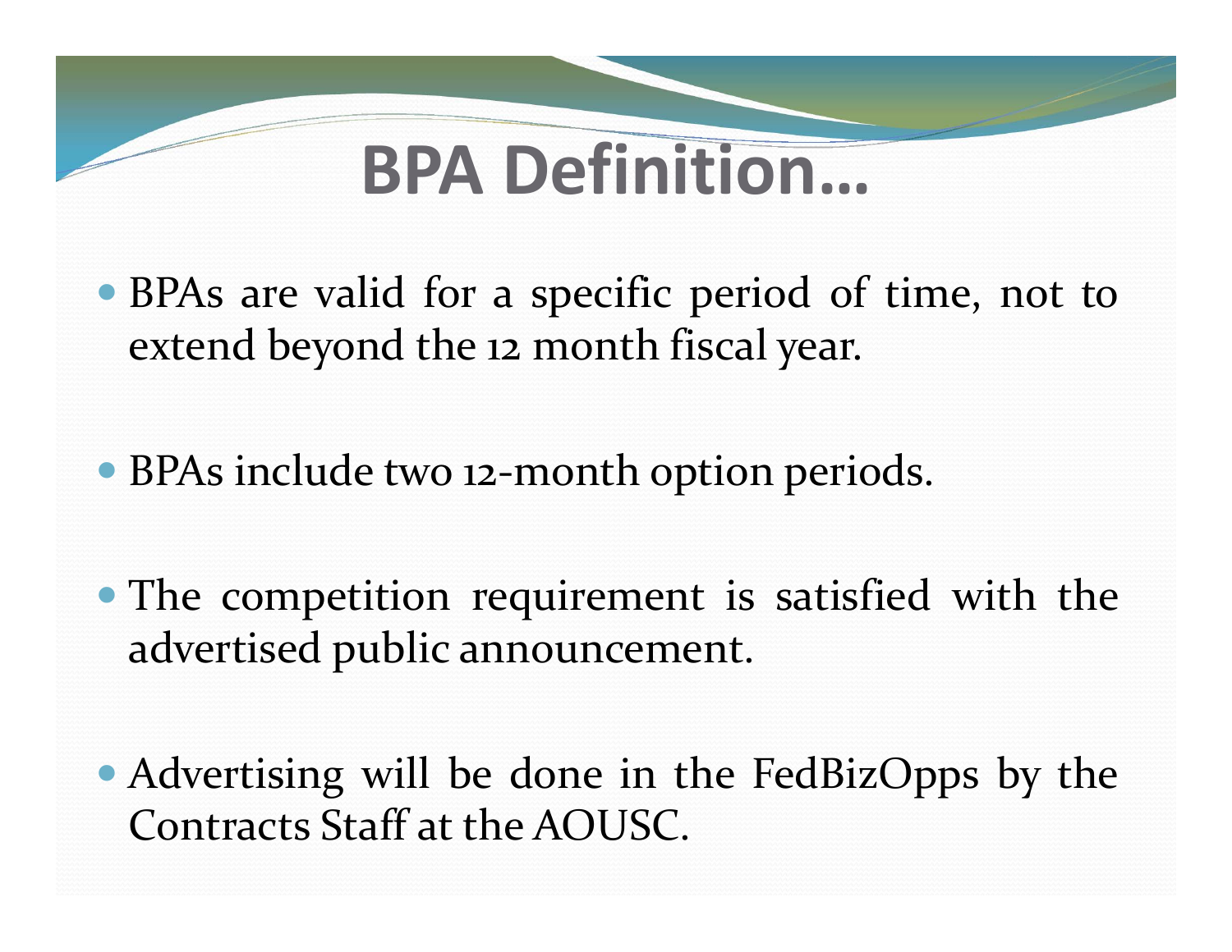# BPA Definition…

- BPAs are valid for a specific period of time, not to extend beyond the 12 month fiscal year.

- BPAs include two 12-month option periods.

- The competition requirement is satisfied with the advertised public announcement.

- Advertising will be done in the FedBizOpps by the Contracts Staff at the AOUSC.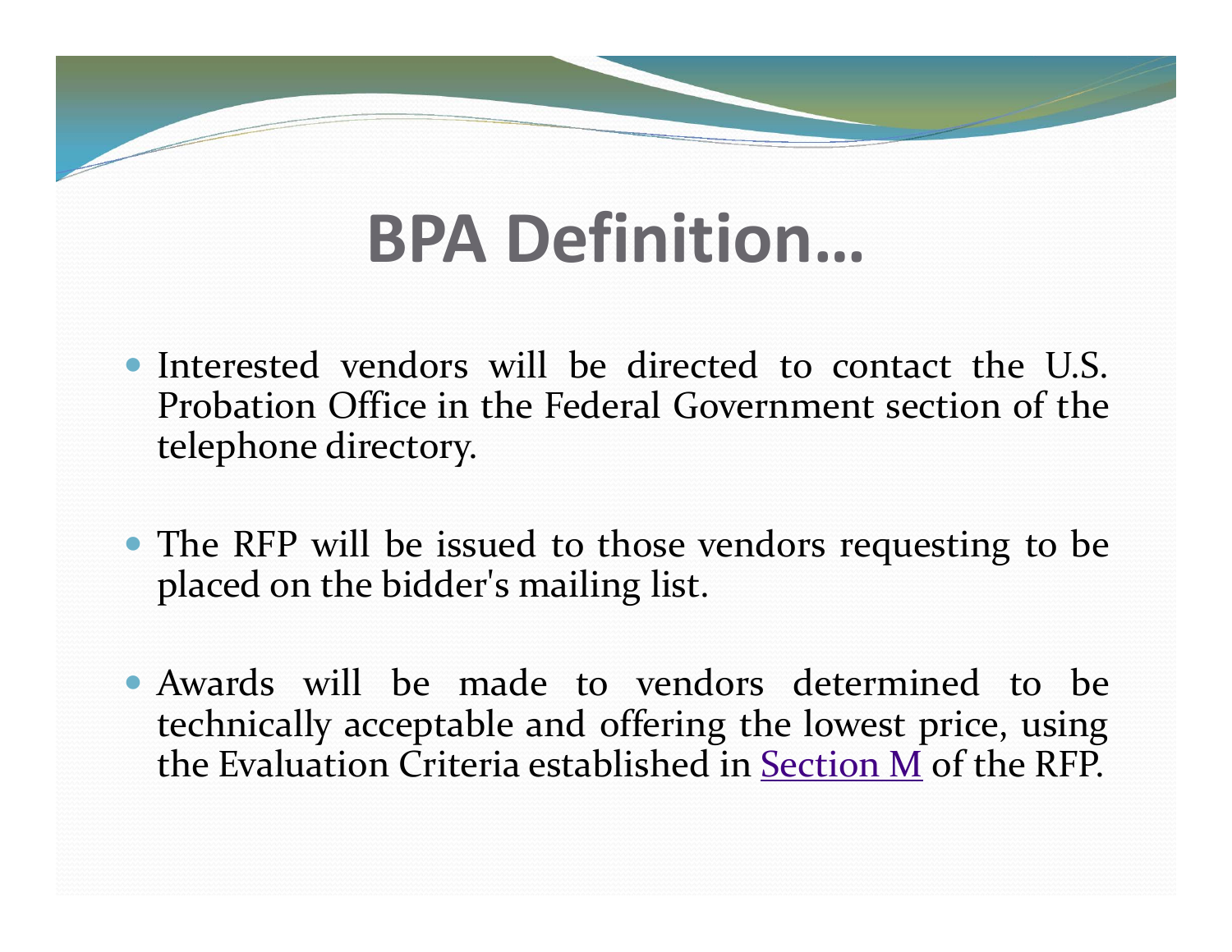# BPA Definition…

- Interested vendors will be directed to contact the U.S. Probation Office in the Federal Government section of the telephone directory.
- The RFP will be issued to those vendors requesting to be placed on the bidder's mailing list.
- Awards will be made to vendors determined to be technically acceptable and offering the lowest price, using the Evaluation Criteria established in Section M of the RFP.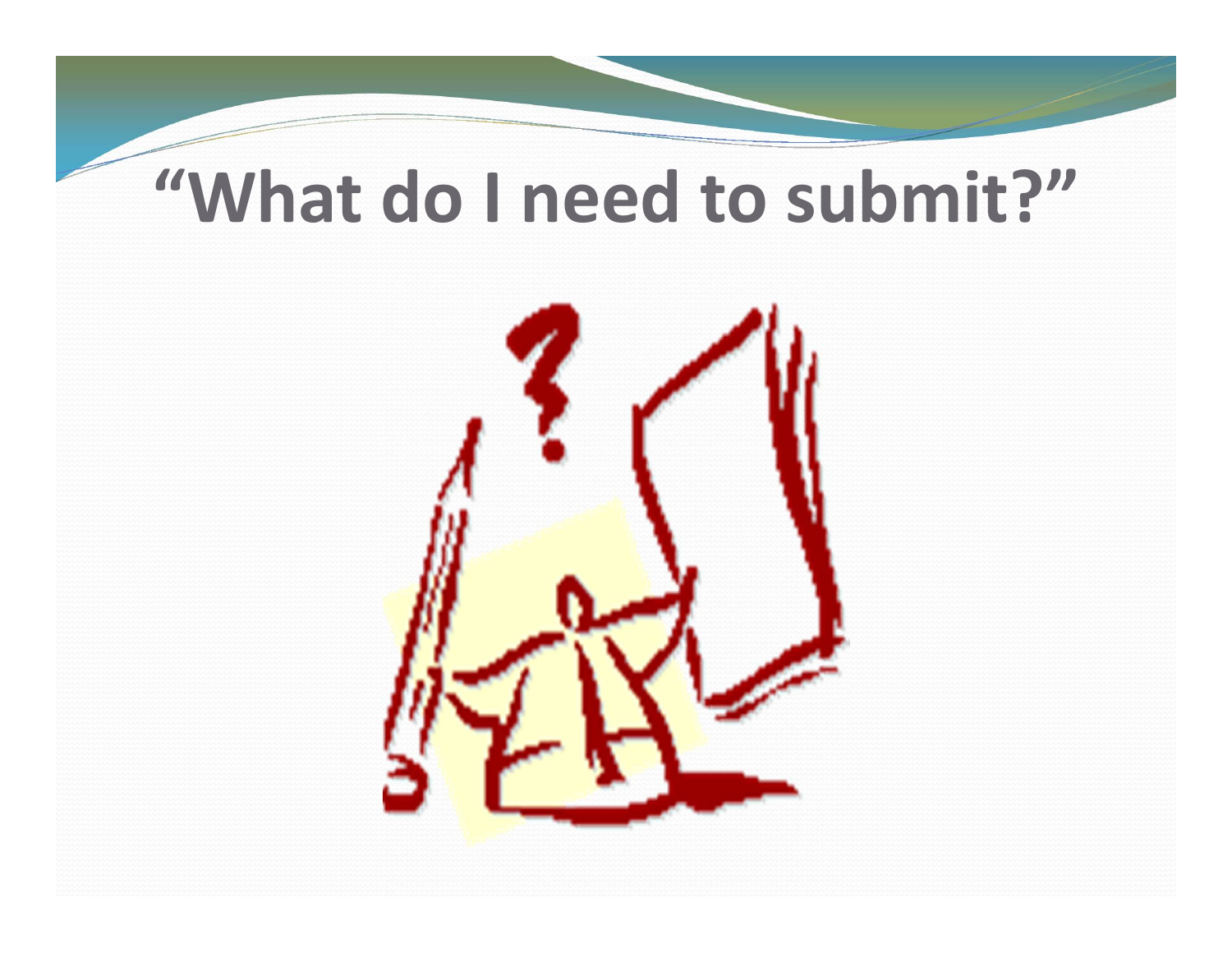# "What do I need to submit?"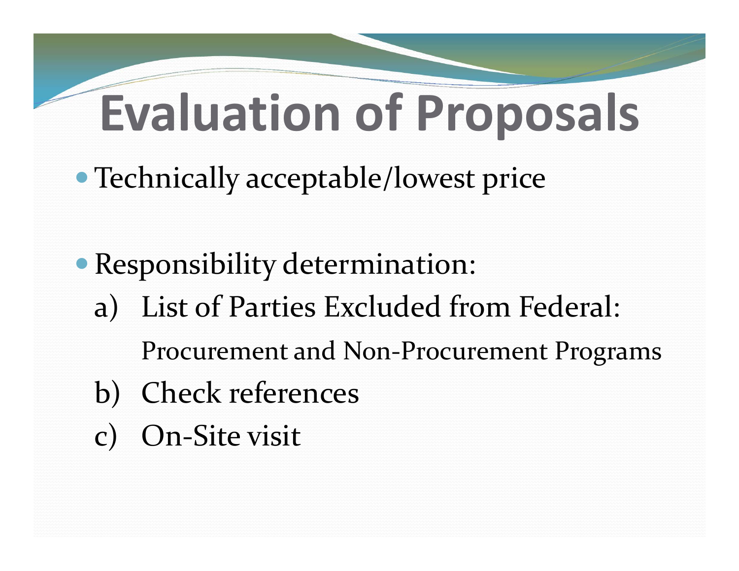# Evaluation of Proposals

- Technically acceptable/lowest price

- Responsibility determination:
  a) List of Parties Excluded from Federal: Procurement and Non-Procurement Programs
  b) Check references
  c) On-Site visit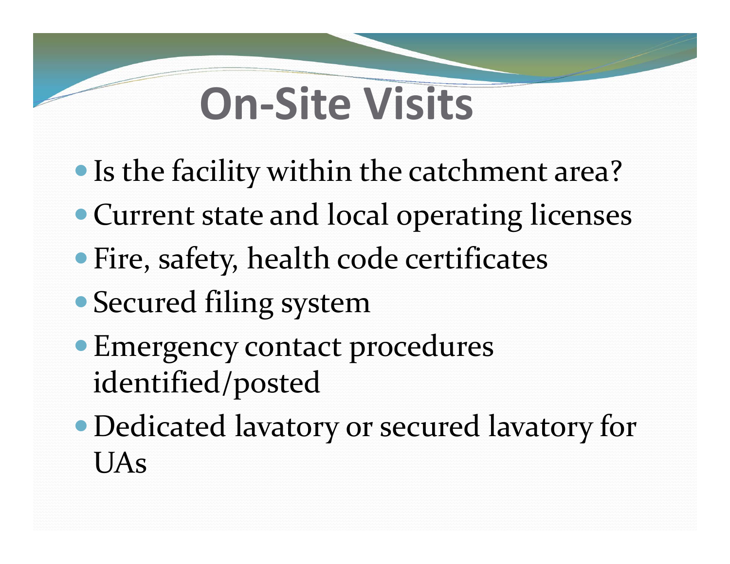# On-Site Visits

- Is the facility within the catchment area?
- Current state and local operating licenses
- Fire, safety, health code certificates
- Secured filing system
- Emergency contact procedures identified/posted
- Dedicated lavatory or secured lavatory for UAs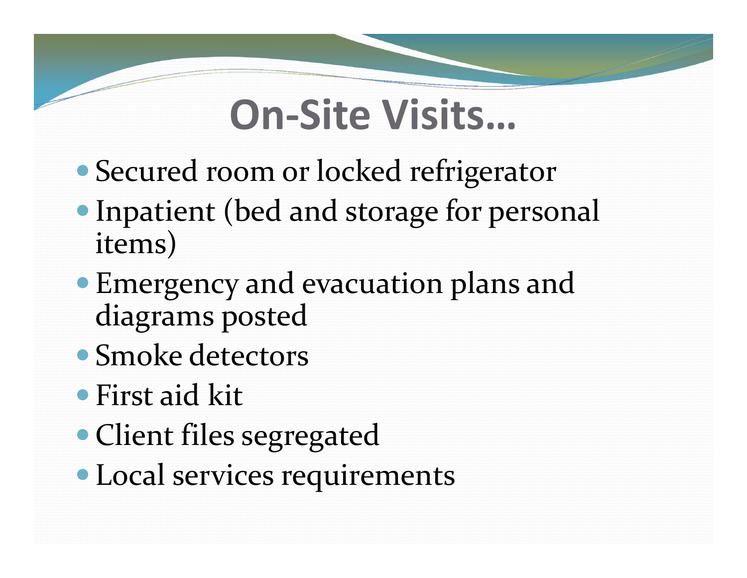# On-Site Visits…

- Secured room or locked refrigerator
- Inpatient (bed and storage for personal items)
- Emergency and evacuation plans and diagrams posted
- Smoke detectors
- First aid kit
- Client files segregated
- Local services requirements